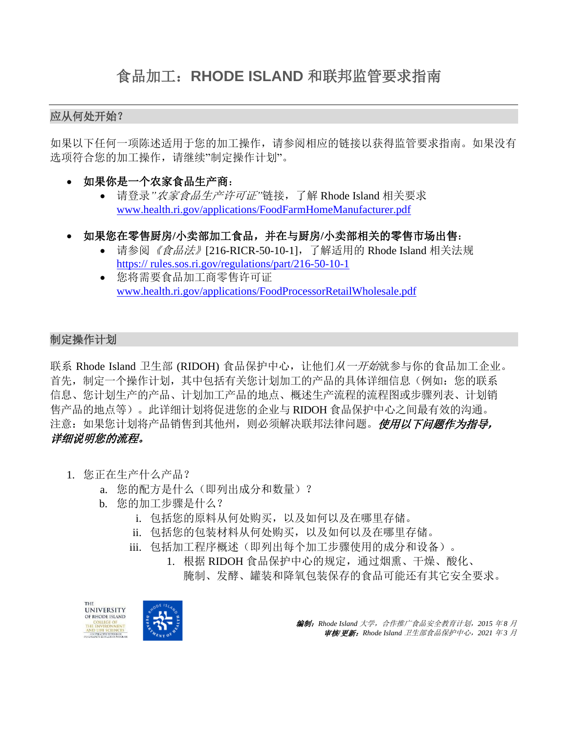# 食品加工：RHODE ISLAND 和联邦监管要求指南

## 应从何处开始？

如果以下任何一项陈述适用于您的加工操作，请参阅相应的链接以获得监管要求指南。如果没有选项符合您的加工操作，请继续"制定操作计划"。

- **如果你是一个农家食品生产商：**
  - 请登录*"农家食品生产许可证"*链接，了解 Rhode Island 相关要求 www.health.ri.gov/applications/FoodFarmHomeManufacturer.pdf

- **如果您在零售厨房/小卖部加工食品，并在与厨房/小卖部相关的零售市场出售：**
  - 请参阅*《食品法》*[216-RICR-50-10-1]，了解适用的 Rhode Island 相关法规 https:// rules.sos.ri.gov/regulations/part/216-50-10-1
  - 您将需要食品加工商零售许可证 www.health.ri.gov/applications/FoodProcessorRetailWholesale.pdf

## 制定操作计划

联系 Rhode Island 卫生部 (RIDOH) 食品保护中心，让他们*从一开始*就参与你的食品加工企业。首先，制定一个操作计划，其中包括有关您计划加工的产品的具体详细信息（例如：您的联系信息、您计划生产的产品、计划加工产品的地点、概述生产流程的流程图或步骤列表、计划销售产品的地点等）。此详细计划将促进您的企业与 RIDOH 食品保护中心之间最有效的沟通。注意：如果您计划将产品销售到其他州，则必须解决联邦法律问题。***使用以下问题作为指导，详细说明您的流程。***

1. 您正在生产什么产品？
   a. 您的配方是什么（即列出成分和数量）？
   b. 您的加工步骤是什么？
      i. 包括您的原料从何处购买，以及如何以及在哪里存储。
      ii. 包括您的包装材料从何处购买，以及如何以及在哪里存储。
      iii. 包括加工程序概述（即列出每个加工步骤使用的成分和设备）。
         1. 根据 RIDOH 食品保护中心的规定，通过烟熏、干燥、酸化、腌制、发酵、罐装和降氧包装保存的食品可能还有其它安全要求。

***编制：****Rhode Island 大学，合作推广食品安全教育计划，2015 年8 月*
***审核/更新：****Rhode Island 卫生部食品保护中心，2021 年3 月*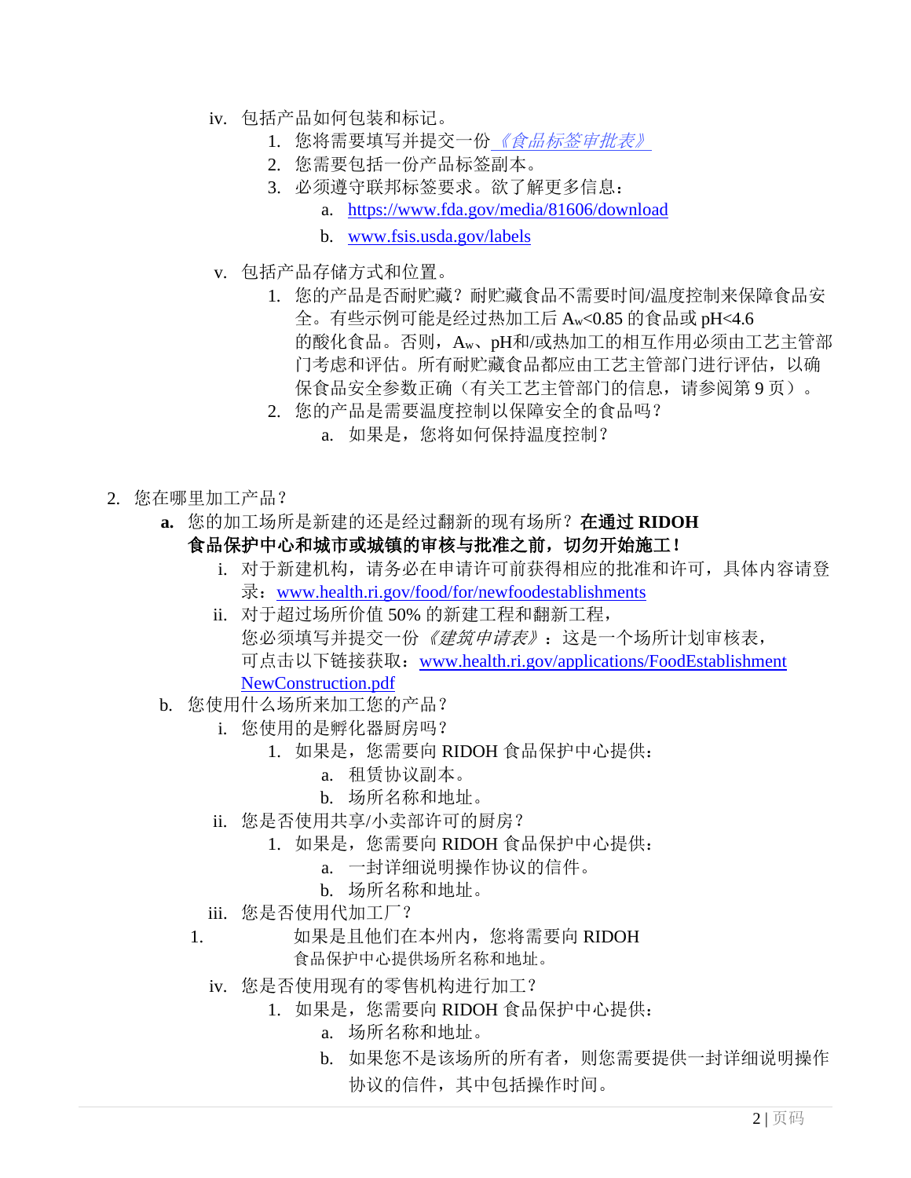iv. 包括产品如何包装和标记。
   1. 您将需要填写并提交一份 *《食品标签审批表》*
   2. 您需要包括一份产品标签副本。
   3. 必须遵守联邦标签要求。欲了解更多信息：
      a. https://www.fda.gov/media/81606/download
      b. www.fsis.usda.gov/labels

v. 包括产品存储方式和位置。
   1. 您的产品是否耐贮藏？耐贮藏食品不需要时间/温度控制来保障食品安全。有些示例可能是经过热加工后 $A_w$<0.85 的食品或 pH<4.6 的酸化食品。否则，$A_w$、pH和/或热加工的相互作用必须由工艺主管部门考虑和评估。所有耐贮藏食品都应由工艺主管部门进行评估，以确保食品安全参数正确（有关工艺主管部门的信息，请参阅第 9 页）。
   2. 您的产品是需要温度控制以保障安全的食品吗？
      a. 如果是，您将如何保持温度控制？

2. 您在哪里加工产品？
   **a.** 您的加工场所是新建的还是经过翻新的现有场所？**在通过 RIDOH 食品保护中心和城市或城镇的审核与批准之前，切勿开始施工！**
      i. 对于新建机构，请务必在申请许可前获得相应的批准和许可，具体内容请登录：www.health.ri.gov/food/for/newfoodestablishments
      ii. 对于超过场所价值 50% 的新建工程和翻新工程，您必须填写并提交一份 *《建筑申请表》*：这是一个场所计划审核表，可点击以下链接获取：www.health.ri.gov/applications/FoodEstablishmentNewConstruction.pdf
   b. 您使用什么场所来加工您的产品？
      i. 您使用的是孵化器厨房吗？
         1. 如果是，您需要向 RIDOH 食品保护中心提供：
            a. 租赁协议副本。
            b. 场所名称和地址。
      ii. 您是否使用共享/小卖部许可的厨房？
         1. 如果是，您需要向 RIDOH 食品保护中心提供：
            a. 一封详细说明操作协议的信件。
            b. 场所名称和地址。
      iii. 您是否使用代加工厂？
         1. 如果是且他们在本州内，您将需要向 RIDOH 食品保护中心提供场所名称和地址。
      iv. 您是否使用现有的零售机构进行加工？
         1. 如果是，您需要向 RIDOH 食品保护中心提供：
            a. 场所名称和地址。
            b. 如果您不是该场所的所有者，则您需要提供一封详细说明操作协议的信件，其中包括操作时间。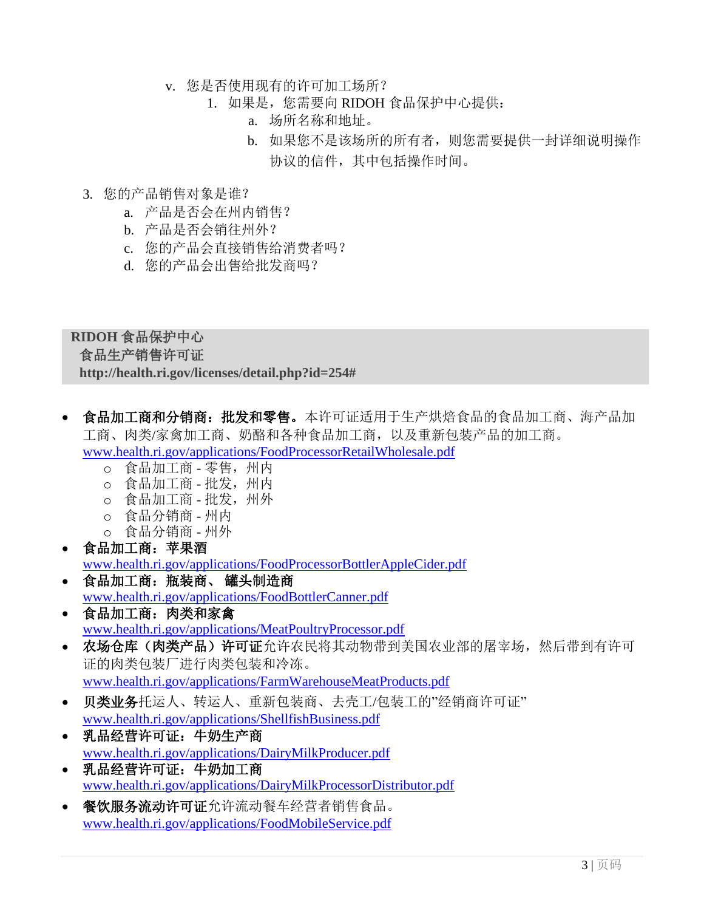v. 您是否使用现有的许可加工场所？
   1. 如果是，您需要向 RIDOH 食品保护中心提供：
      a. 场所名称和地址。
      b. 如果您不是该场所的所有者，则您需要提供一封详细说明操作协议的信件，其中包括操作时间。

3. 您的产品销售对象是谁？
   a. 产品是否会在州内销售？
   b. 产品是否会销往州外？
   c. 您的产品会直接销售给消费者吗？
   d. 您的产品会出售给批发商吗？

**RIDOH 食品保护中心**
**食品生产销售许可证**
**http://health.ri.gov/licenses/detail.php?id=254#**

- **食品加工商和分销商：批发和零售。**本许可证适用于生产烘焙食品的食品加工商、海产品加工商、肉类/家禽加工商、奶酪和各种食品加工商，以及重新包装产品的加工商。
  www.health.ri.gov/applications/FoodProcessorRetailWholesale.pdf
  - 食品加工商 - 零售，州内
  - 食品加工商 - 批发，州内
  - 食品加工商 - 批发，州外
  - 食品分销商 - 州内
  - 食品分销商 - 州外
- **食品加工商：苹果酒**
  www.health.ri.gov/applications/FoodProcessorBottlerAppleCider.pdf
- **食品加工商：瓶装商、 罐头制造商**
  www.health.ri.gov/applications/FoodBottlerCanner.pdf
- **食品加工商：肉类和家禽**
  www.health.ri.gov/applications/MeatPoultryProcessor.pdf
- **农场仓库（肉类产品）许可证**允许农民将其动物带到美国农业部的屠宰场，然后带到有许可证的肉类包装厂进行肉类包装和冷冻。
  www.health.ri.gov/applications/FarmWarehouseMeatProducts.pdf
- **贝类业务**托运人、转运人、重新包装商、去壳工/包装工的"经销商许可证"
  www.health.ri.gov/applications/ShellfishBusiness.pdf
- **乳品经营许可证：牛奶生产商**
  www.health.ri.gov/applications/DairyMilkProducer.pdf
- **乳品经营许可证：牛奶加工商**
  www.health.ri.gov/applications/DairyMilkProcessorDistributor.pdf
- **餐饮服务流动许可证**允许流动餐车经营者销售食品。
  www.health.ri.gov/applications/FoodMobileService.pdf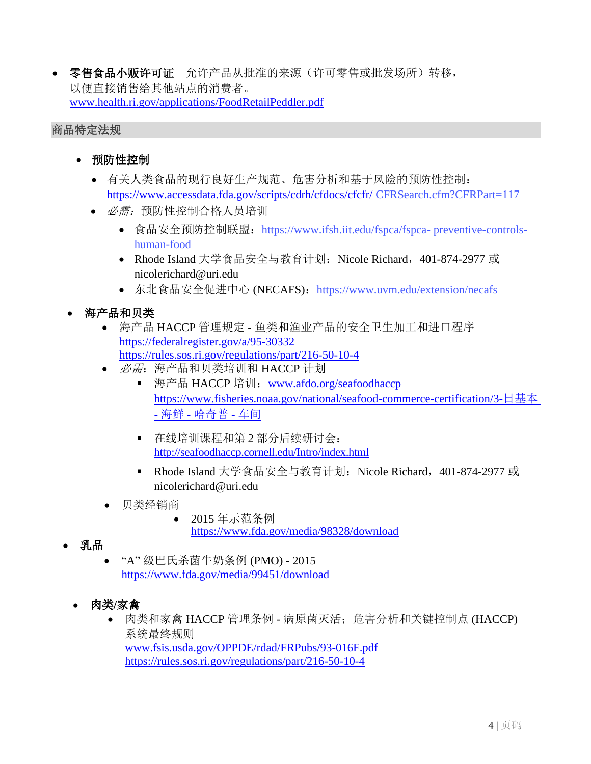- **零售食品小贩许可证** – 允许产品从批准的来源（许可零售或批发场所）转移，以便直接销售给其他站点的消费者。
  www.health.ri.gov/applications/FoodRetailPeddler.pdf

## 商品特定法规

- **预防性控制**
  - 有关人类食品的现行良好生产规范、危害分析和基于风险的预防性控制：https://www.accessdata.fda.gov/scripts/cdrh/cfdocs/cfcfr/ CFRSearch.cfm?CFRPart=117
  - *必需*：预防性控制合格人员培训
    - 食品安全预防控制联盟：https://www.ifsh.iit.edu/fspca/fspca- preventive-controls-human-food
    - Rhode Island 大学食品安全与教育计划：Nicole Richard，401-874-2977 或 nicolerichard@uri.edu
    - 东北食品安全促进中心 (NECAFS)：https://www.uvm.edu/extension/necafs

- **海产品和贝类**
  - 海产品 HACCP 管理规定 - 鱼类和渔业产品的安全卫生加工和进口程序
    https://federalregister.gov/a/95-30332
    https://rules.sos.ri.gov/regulations/part/216-50-10-4
  - *必需*：海产品和贝类培训和 HACCP 计划
    - 海产品 HACCP 培训：www.afdo.org/seafoodhaccp
      https://www.fisheries.noaa.gov/national/seafood-commerce-certification/3-日基本 - 海鲜 - 哈奇普 - 车间
    - 在线培训课程和第 2 部分后续研讨会：
      http://seafoodhaccp.cornell.edu/Intro/index.html
    - Rhode Island 大学食品安全与教育计划：Nicole Richard，401-874-2977 或 nicolerichard@uri.edu
  - 贝类经销商
    - 2015 年示范条例
      https://www.fda.gov/media/98328/download

- **乳品**
  - “A” 级巴氏杀菌牛奶条例 (PMO) - 2015
    https://www.fda.gov/media/99451/download

- **肉类/家禽**
  - 肉类和家禽 HACCP 管理条例 - 病原菌灭活；危害分析和关键控制点 (HACCP) 系统最终规则
    www.fsis.usda.gov/OPPDE/rdad/FRPubs/93-016F.pdf
    https://rules.sos.ri.gov/regulations/part/216-50-10-4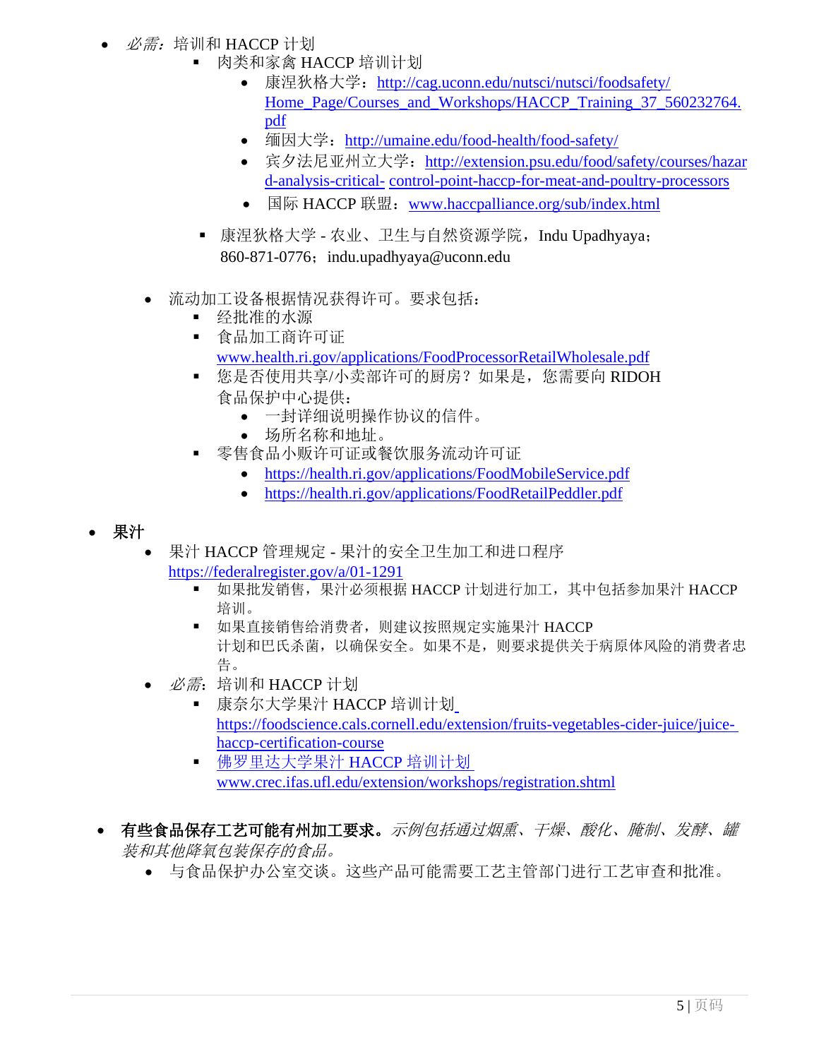- *必需：*培训和 HACCP 计划
    - 肉类和家禽 HACCP 培训计划
        - 康涅狄格大学：http://cag.uconn.edu/nutsci/nutsci/foodsafety/Home_Page/Courses_and_Workshops/HACCP_Training_37_560232764.pdf
        - 缅因大学：http://umaine.edu/food-health/food-safety/
        - 宾夕法尼亚州立大学：http://extension.psu.edu/food/safety/courses/hazard-analysis-critical-control-point-haccp-for-meat-and-poultry-processors
        - 国际 HACCP 联盟：www.haccpalliance.org/sub/index.html
    - 康涅狄格大学 - 农业、卫生与自然资源学院，Indu Upadhyaya；860-871-0776；indu.upadhyaya@uconn.edu

- 流动加工设备根据情况获得许可。要求包括：
    - 经批准的水源
    - 食品加工商许可证 www.health.ri.gov/applications/FoodProcessorRetailWholesale.pdf
    - 您是否使用共享/小卖部许可的厨房？如果是，您需要向 RIDOH 食品保护中心提供：
        - 一封详细说明操作协议的信件。
        - 场所名称和地址。
    - 零售食品小贩许可证或餐饮服务流动许可证
        - https://health.ri.gov/applications/FoodMobileService.pdf
        - https://health.ri.gov/applications/FoodRetailPeddler.pdf

- **果汁**
    - 果汁 HACCP 管理规定 - 果汁的安全卫生加工和进口程序 https://federalregister.gov/a/01-1291
        - 如果批发销售，果汁必须根据 HACCP 计划进行加工，其中包括参加果汁 HACCP 培训。
        - 如果直接销售给消费者，则建议按照规定实施果汁 HACCP 计划和巴氏杀菌，以确保安全。如果不是，则要求提供关于病原体风险的消费者忠告。
    - *必需*：培训和 HACCP 计划
        - 康奈尔大学果汁 HACCP 培训计划 https://foodscience.cals.cornell.edu/extension/fruits-vegetables-cider-juice/juice-haccp-certification-course
        - 佛罗里达大学果汁 HACCP 培训计划 www.crec.ifas.ufl.edu/extension/workshops/registration.shtml

- **有些食品保存工艺可能有州加工要求。***示例包括通过烟熏、干燥、酸化、腌制、发酵、罐装和其他降氧包装保存的食品。*
    - 与食品保护办公室交谈。这些产品可能需要工艺主管部门进行工艺审查和批准。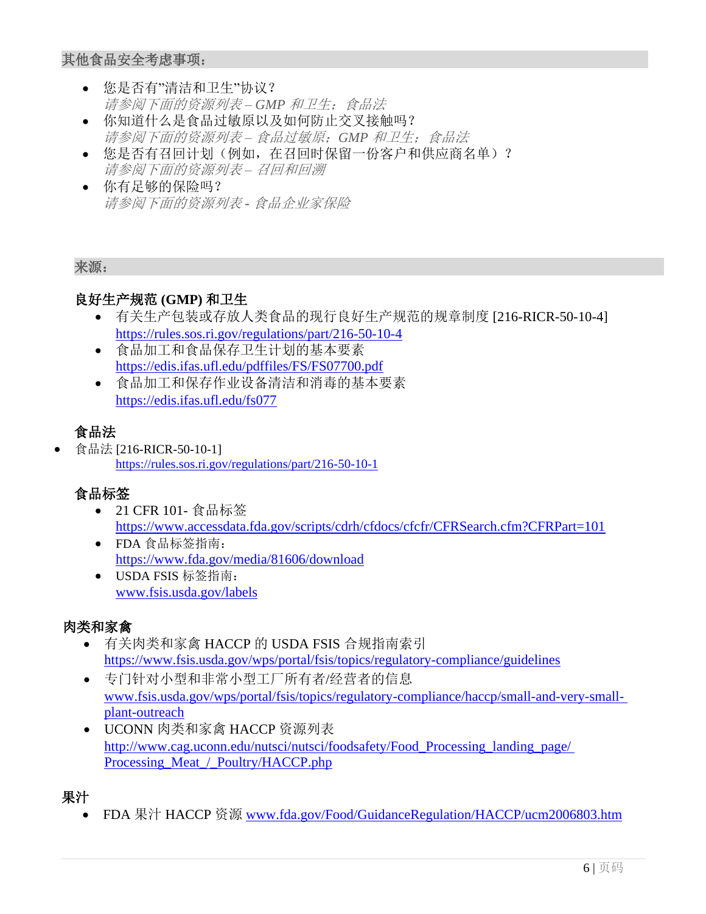## 其他食品安全考虑事项：

- 您是否有"清洁和卫生"协议？
  *请参阅下面的资源列表 – GMP 和卫生；食品法*
- 你知道什么是食品过敏原以及如何防止交叉接触吗？
  *请参阅下面的资源列表 – 食品过敏原；GMP 和卫生；食品法*
- 您是否有召回计划（例如，在召回时保留一份客户和供应商名单）？
  *请参阅下面的资源列表 – 召回和回溯*
- 你有足够的保险吗？
  *请参阅下面的资源列表 - 食品企业家保险*

## 来源：

### 良好生产规范 (GMP) 和卫生

- 有关生产包装或存放人类食品的现行良好生产规范的规章制度 [216-RICR-50-10-4]
  https://rules.sos.ri.gov/regulations/part/216-50-10-4
- 食品加工和食品保存卫生计划的基本要素
  https://edis.ifas.ufl.edu/pdffiles/FS/FS07700.pdf
- 食品加工和保存作业设备清洁和消毒的基本要素
  https://edis.ifas.ufl.edu/fs077

### 食品法

- 食品法 [216-RICR-50-10-1]
  https://rules.sos.ri.gov/regulations/part/216-50-10-1

### 食品标签

- 21 CFR 101- 食品标签
  https://www.accessdata.fda.gov/scripts/cdrh/cfdocs/cfcfr/CFRSearch.cfm?CFRPart=101
- FDA 食品标签指南：
  https://www.fda.gov/media/81606/download
- USDA FSIS 标签指南：
  www.fsis.usda.gov/labels

### 肉类和家禽

- 有关肉类和家禽 HACCP 的 USDA FSIS 合规指南索引
  https://www.fsis.usda.gov/wps/portal/fsis/topics/regulatory-compliance/guidelines
- 专门针对小型和非常小型工厂所有者/经营者的信息
  www.fsis.usda.gov/wps/portal/fsis/topics/regulatory-compliance/haccp/small-and-very-small-plant-outreach
- UCONN 肉类和家禽 HACCP 资源列表
  http://www.cag.uconn.edu/nutsci/nutsci/foodsafety/Food_Processing_landing_page/Processing_Meat_/_Poultry/HACCP.php

### 果汁

- FDA 果汁 HACCP 资源 www.fda.gov/Food/GuidanceRegulation/HACCP/ucm2006803.htm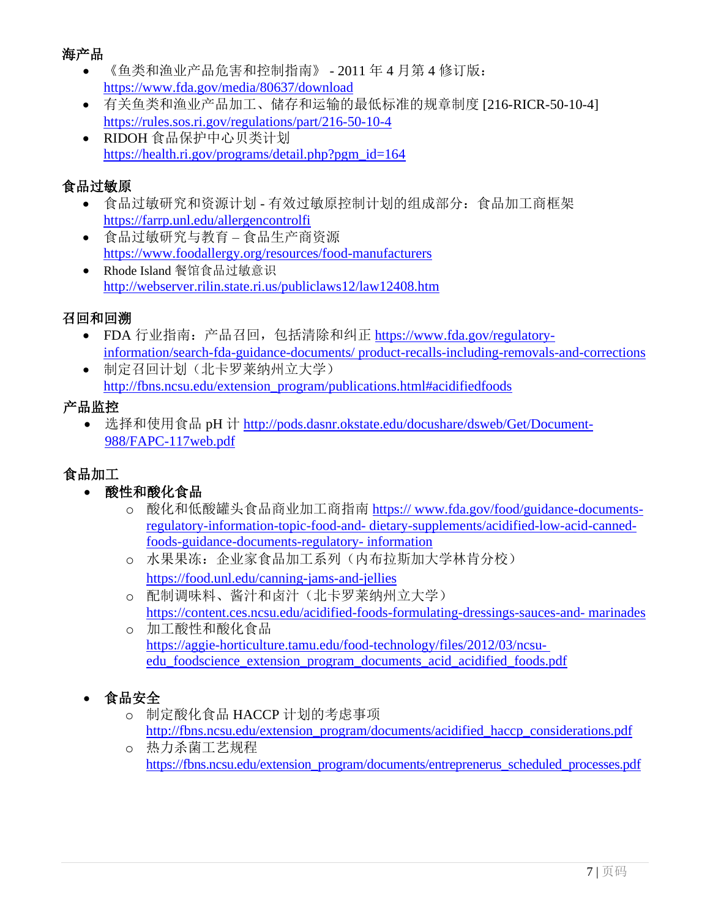**海产品**

- 《鱼类和渔业产品危害和控制指南》 - 2011 年 4 月第 4 修订版：https://www.fda.gov/media/80637/download
- 有关鱼类和渔业产品加工、储存和运输的最低标准的规章制度 [216-RICR-50-10-4] https://rules.sos.ri.gov/regulations/part/216-50-10-4
- RIDOH 食品保护中心贝类计划 https://health.ri.gov/programs/detail.php?pgm_id=164

**食品过敏原**

- 食品过敏研究和资源计划 - 有效过敏原控制计划的组成部分：食品加工商框架 https://farrp.unl.edu/allergencontrolfi
- 食品过敏研究与教育 – 食品生产商资源 https://www.foodallergy.org/resources/food-manufacturers
- Rhode Island 餐馆食品过敏意识 http://webserver.rilin.state.ri.us/publiclaws12/law12408.htm

**召回和回溯**

- FDA 行业指南：产品召回，包括清除和纠正 https://www.fda.gov/regulatory-information/search-fda-guidance-documents/ product-recalls-including-removals-and-corrections
- 制定召回计划（北卡罗莱纳州立大学） http://fbns.ncsu.edu/extension_program/publications.html#acidifiedfoods

**产品监控**

- 选择和使用食品 pH 计 http://pods.dasnr.okstate.edu/docushare/dsweb/Get/Document-988/FAPC-117web.pdf

**食品加工**

- **酸性和酸化食品**
  - 酸化和低酸罐头食品商业加工商指南 https:// www.fda.gov/food/guidance-documents-regulatory-information-topic-food-and- dietary-supplements/acidified-low-acid-canned-foods-guidance-documents-regulatory- information
  - 水果果冻：企业家食品加工系列（内布拉斯加大学林肯分校） https://food.unl.edu/canning-jams-and-jellies
  - 配制调味料、酱汁和卤汁（北卡罗莱纳州立大学） https://content.ces.ncsu.edu/acidified-foods-formulating-dressings-sauces-and- marinades
  - 加工酸性和酸化食品 https://aggie-horticulture.tamu.edu/food-technology/files/2012/03/ncsu-edu_foodscience_extension_program_documents_acid_acidified_foods.pdf

- **食品安全**
  - 制定酸化食品 HACCP 计划的考虑事项 http://fbns.ncsu.edu/extension_program/documents/acidified_haccp_considerations.pdf
  - 热力杀菌工艺规程 https://fbns.ncsu.edu/extension_program/documents/entreprenerus_scheduled_processes.pdf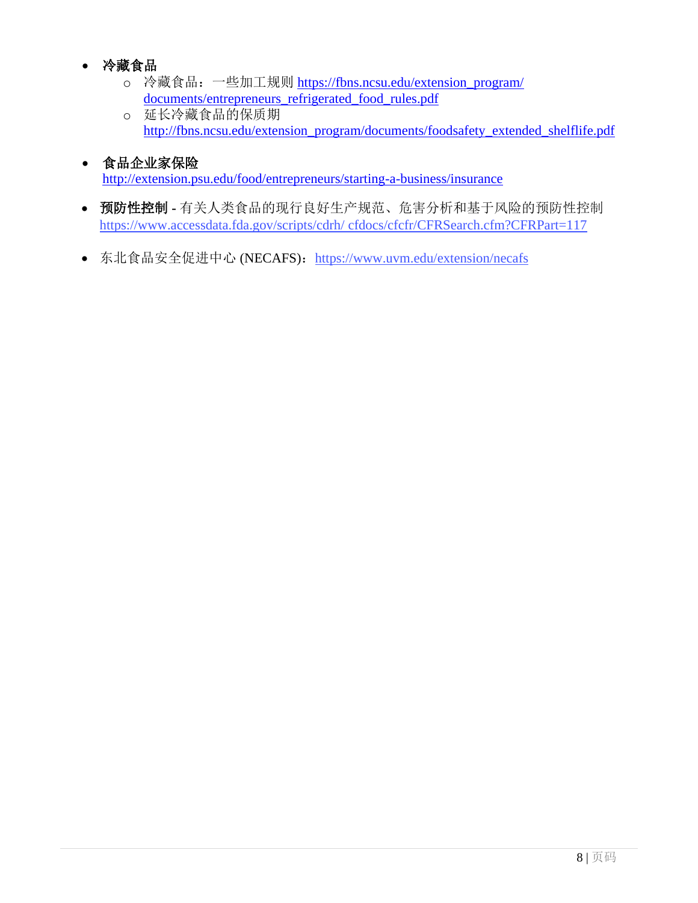- **冷藏食品**
  - 冷藏食品：一些加工规则 https://fbns.ncsu.edu/extension_program/documents/entrepreneurs_refrigerated_food_rules.pdf
  - 延长冷藏食品的保质期 http://fbns.ncsu.edu/extension_program/documents/foodsafety_extended_shelflife.pdf

- **食品企业家保险**
  http://extension.psu.edu/food/entrepreneurs/starting-a-business/insurance

- **预防性控制 -** 有关人类食品的现行良好生产规范、危害分析和基于风险的预防性控制 https://www.accessdata.fda.gov/scripts/cdrh/ cfdocs/cfcfr/CFRSearch.cfm?CFRPart=117

- 东北食品安全促进中心 (NECAFS)：https://www.uvm.edu/extension/necafs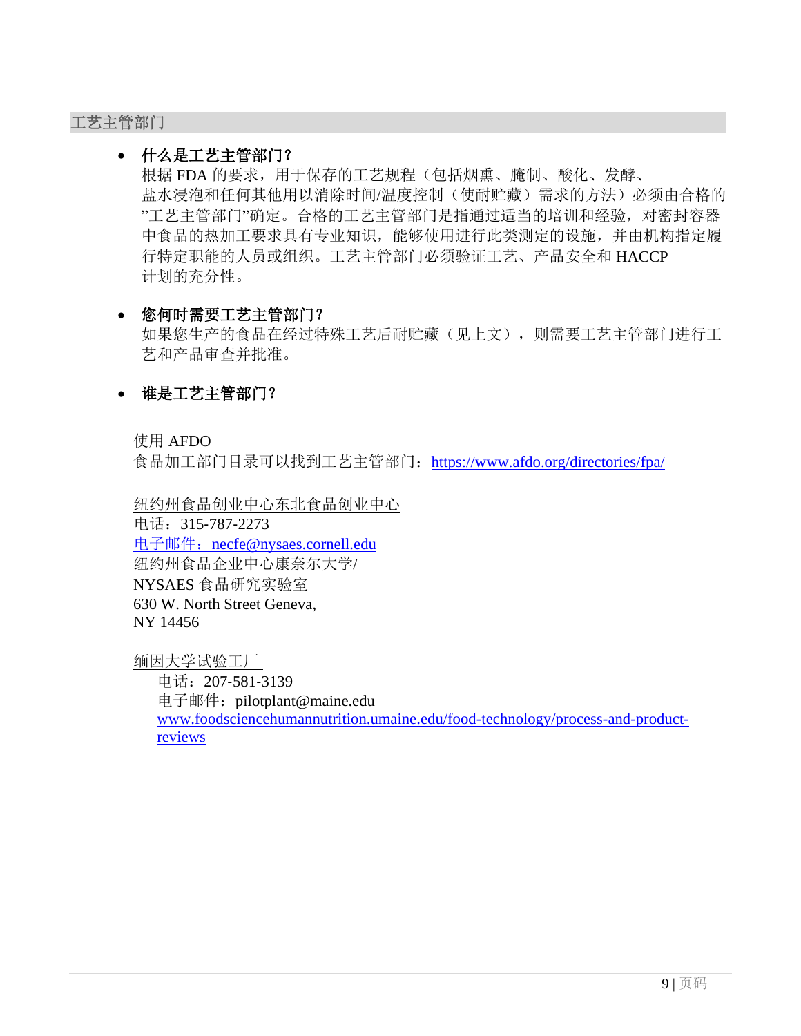## 工艺主管部门

- **什么是工艺主管部门？**
  根据 FDA 的要求，用于保存的工艺规程（包括烟熏、腌制、酸化、发酵、盐水浸泡和任何其他用以消除时间/温度控制（使耐贮藏）需求的方法）必须由合格的"工艺主管部门"确定。合格的工艺主管部门是指通过适当的培训和经验，对密封容器中食品的热加工要求具有专业知识，能够使用进行此类测定的设施，并由机构指定履行特定职能的人员或组织。工艺主管部门必须验证工艺、产品安全和 HACCP 计划的充分性。

- **您何时需要工艺主管部门？**
  如果您生产的食品在经过特殊工艺后耐贮藏（见上文），则需要工艺主管部门进行工艺和产品审查并批准。

- **谁是工艺主管部门？**

使用 AFDO
食品加工部门目录可以找到工艺主管部门：https://www.afdo.org/directories/fpa/

纽约州食品创业中心东北食品创业中心
电话：315-787-2273
电子邮件：necfe@nysaes.cornell.edu
纽约州食品企业中心康奈尔大学/
NYSAES 食品研究实验室
630 W. North Street Geneva,
NY 14456

缅因大学试验工厂
电话：207-581-3139
电子邮件：pilotplant@maine.edu
www.foodsciencehumannutrition.umaine.edu/food-technology/process-and-product-reviews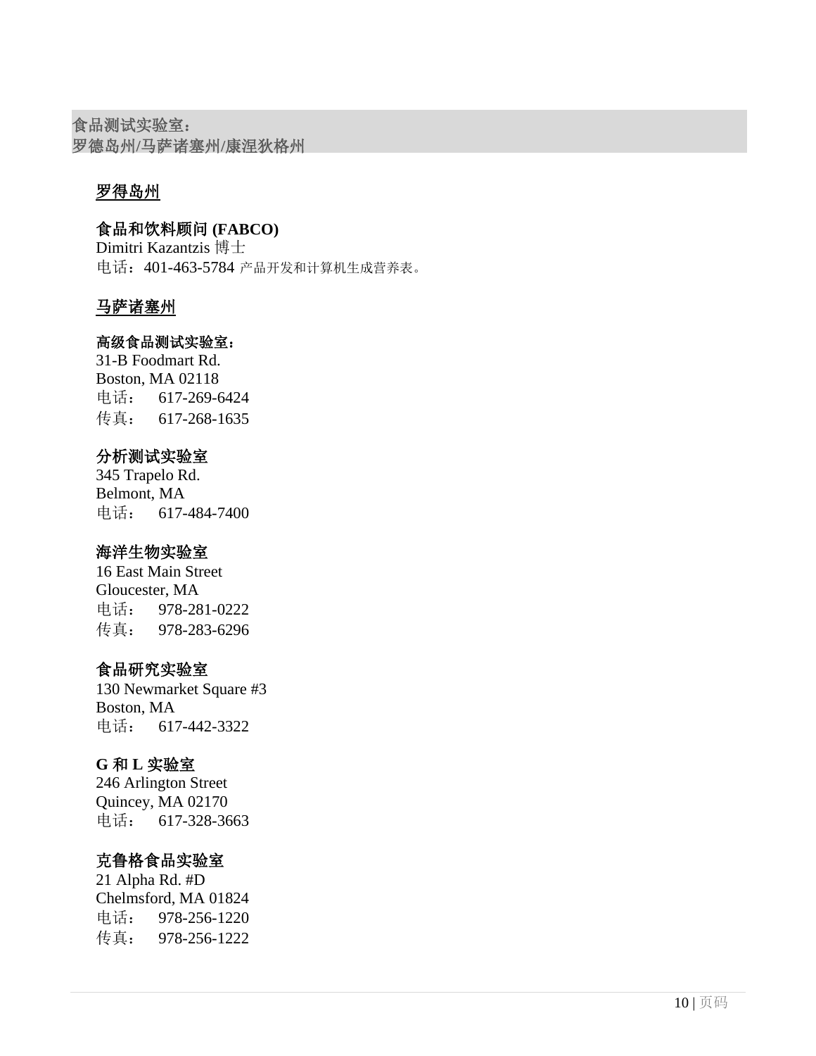## 食品测试实验室：
## 罗德岛州/马萨诸塞州/康涅狄格州

### 罗得岛州

**食品和饮料顾问 (FABCO)**
Dimitri Kazantzis 博士
电话：401-463-5784 产品开发和计算机生成营养表。

### 马萨诸塞州

**高级食品测试实验室：**
31-B Foodmart Rd.
Boston, MA 02118
电话： 617-269-6424
传真： 617-268-1635

**分析测试实验室**
345 Trapelo Rd.
Belmont, MA
电话： 617-484-7400

**海洋生物实验室**
16 East Main Street
Gloucester, MA
电话： 978-281-0222
传真： 978-283-6296

**食品研究实验室**
130 Newmarket Square #3
Boston, MA
电话： 617-442-3322

**G 和 L 实验室**
246 Arlington Street
Quincey, MA 02170
电话： 617-328-3663

**克鲁格食品实验室**
21 Alpha Rd. #D
Chelmsford, MA 01824
电话： 978-256-1220
传真： 978-256-1222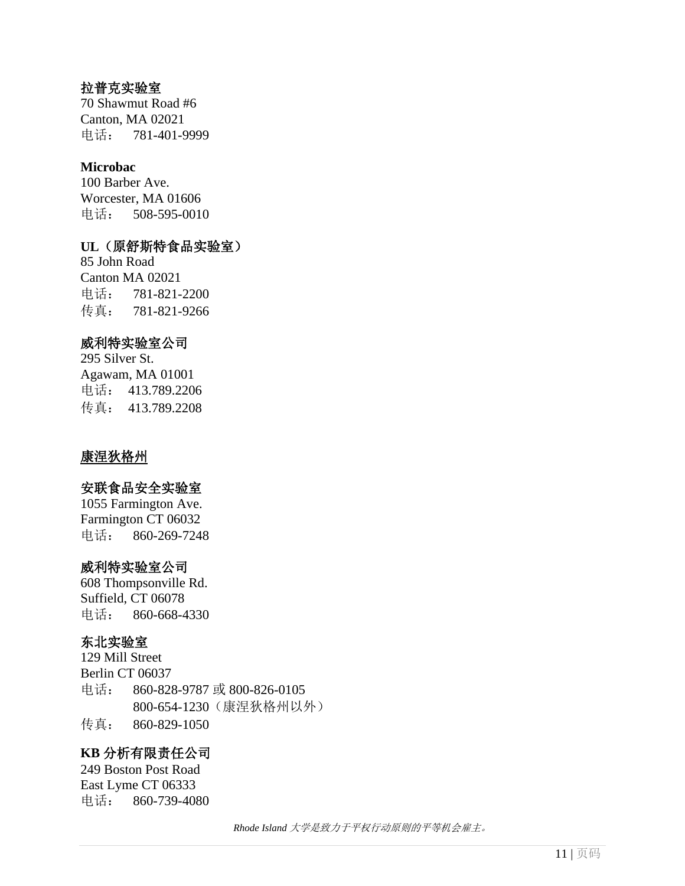**拉普克实验室**
70 Shawmut Road #6
Canton, MA 02021
电话： 781-401-9999

**Microbac**
100 Barber Ave.
Worcester, MA 01606
电话： 508-595-0010

**UL（原舒斯特食品实验室）**
85 John Road
Canton MA 02021
电话： 781-821-2200
传真： 781-821-9266

**威利特实验室公司**
295 Silver St.
Agawam, MA 01001
电话： 413.789.2206
传真： 413.789.2208

**康涅狄格州**

**安联食品安全实验室**
1055 Farmington Ave.
Farmington CT 06032
电话： 860-269-7248

**威利特实验室公司**
608 Thompsonville Rd.
Suffield, CT 06078
电话： 860-668-4330

**东北实验室**
129 Mill Street
Berlin CT 06037
电话： 860-828-9787 或 800-826-0105
800-654-1230（康涅狄格州以外）
传真： 860-829-1050

**KB 分析有限责任公司**
249 Boston Post Road
East Lyme CT 06333
电话： 860-739-4080

*Rhode Island 大学是致力于平权行动原则的平等机会雇主。*